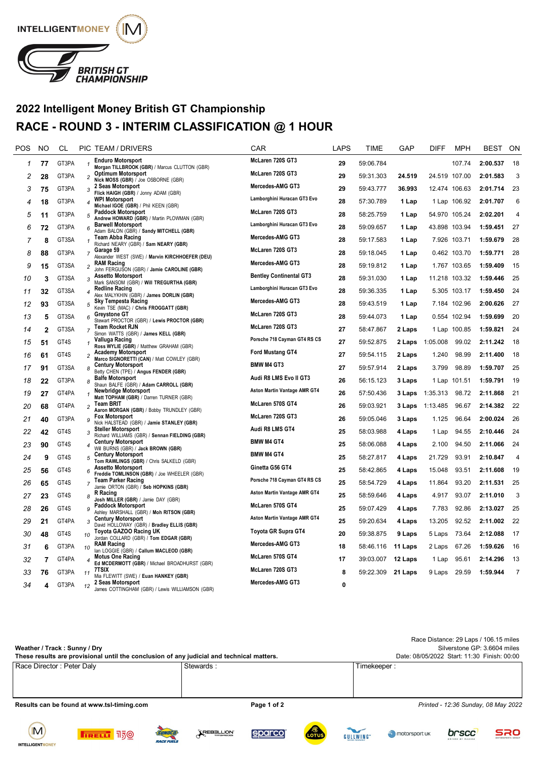INTELLIGENTMONEY

BRITISH GT CHAMPIONSHIP

# 2022 Intelligent Money British GT Championship

# RACE - ROUND 3 - INTERIM CLASSIFICATION @ 1 HOUR

| POS | NO | CL | PIC | TEAM / DRIVERS | CAR | LAPS | TIME | GAP | DIFF | MPH | BEST | ON |
|---|---|---|---|---|---|---|---|---|---|---|---|---|
| 1 | 77 | GT3PA | 1 | **Enduro Motorsport** Morgan TILLBROOK (GBR) / Marcus CLUTTON (GBR) | McLaren 720S GT3 | 29 | 59:06.784 | | | 107.74 | 2:00.537 | 18 |
| 2 | 28 | GT3PA | 2 | **Optimum Motorsport** Nick MOSS (GBR) / Joe OSBORNE (GBR) | McLaren 720S GT3 | 29 | 59:31.303 | 24.519 | 24.519 | 107.00 | 2:01.583 | 3 |
| 3 | 75 | GT3PA | 3 | **2 Seas Motorsport** Flick HAIGH (GBR) / Jonny ADAM (GBR) | Mercedes-AMG GT3 | 29 | 59:43.777 | 36.993 | 12.474 | 106.63 | 2:01.714 | 23 |
| 4 | 18 | GT3PA | 4 | **WPI Motorsport** Michael IGOE (GBR) / Phil KEEN (GBR) | Lamborghini Huracan GT3 Evo | 28 | 57:30.789 | 1 Lap | 1 Lap | 106.92 | 2:01.707 | 6 |
| 5 | 11 | GT3PA | 5 | **Paddock Motorsport** Andrew HOWARD (GBR) / Martin PLOWMAN (GBR) | McLaren 720S GT3 | 28 | 58:25.759 | 1 Lap | 54.970 | 105.24 | 2:02.201 | 4 |
| 6 | 72 | GT3PA | 6 | **Barwell Motorsport** Adam BALON (GBR) / Sandy MITCHELL (GBR) | Lamborghini Huracan GT3 Evo | 28 | 59:09.657 | 1 Lap | 43.898 | 103.94 | 1:59.451 | 27 |
| 7 | 8 | GT3SA | 1 | **Team Abba Racing** Richard NEARY (GBR) / Sam NEARY (GBR) | Mercedes-AMG GT3 | 28 | 59:17.583 | 1 Lap | 7.926 | 103.71 | 1:59.679 | 28 |
| 8 | 88 | GT3PA | 7 | **Garage 59** Alexander WEST (SWE) / Marvin KIRCHHOEFER (DEU) | McLaren 720S GT3 | 28 | 59:18.045 | 1 Lap | 0.462 | 103.70 | 1:59.771 | 28 |
| 9 | 15 | GT3SA | 2 | **RAM Racing** John FERGUSON (GBR) / Jamie CAROLINE (GBR) | Mercedes-AMG GT3 | 28 | 59:19.812 | 1 Lap | 1.767 | 103.65 | 1:59.409 | 15 |
| 10 | 3 | GT3SA | 3 | **Assetto Motorsport** Mark SANSOM (GBR) / Will TREGURTHA (GBR) | Bentley Continental GT3 | 28 | 59:31.030 | 1 Lap | 11.218 | 103.32 | 1:59.446 | 25 |
| 11 | 32 | GT3SA | 4 | **Redline Racing** Alex MALYKHIN (GBR) / James DORLIN (GBR) | Lamborghini Huracan GT3 Evo | 28 | 59:36.335 | 1 Lap | 5.305 | 103.17 | 1:59.450 | 24 |
| 12 | 93 | GT3SA | 5 | **Sky Tempesta Racing** Kevin TSE (MAC) / Chris FROGGATT (GBR) | Mercedes-AMG GT3 | 28 | 59:43.519 | 1 Lap | 7.184 | 102.96 | 2:00.626 | 27 |
| 13 | 5 | GT3SA | 6 | **Greystone GT** Stewart PROCTOR (GBR) / Lewis PROCTOR (GBR) | McLaren 720S GT3 | 28 | 59:44.073 | 1 Lap | 0.554 | 102.94 | 1:59.699 | 20 |
| 14 | 2 | GT3SA | 7 | **Team Rocket RJN** Simon WATTS (GBR) / James KELL (GBR) | McLaren 720S GT3 | 27 | 58:47.867 | 2 Laps | 1 Lap | 100.85 | 1:59.821 | 24 |
| 15 | 51 | GT4S | 1 | **Valluga Racing** Ross WYLIE (GBR) / Matthew GRAHAM (GBR) | Porsche 718 Cayman GT4 RS CS | 27 | 59:52.875 | 2 Laps | 1:05.008 | 99.02 | 2:11.242 | 18 |
| 16 | 61 | GT4S | 2 | **Academy Motorsport** Marco SIGNORETTI (CAN) / Matt COWLEY (GBR) | Ford Mustang GT4 | 27 | 59:54.115 | 2 Laps | 1.240 | 98.99 | 2:11.400 | 18 |
| 17 | 91 | GT3SA | 8 | **Century Motorsport** Betty CHEN (TPE) / Angus FENDER (GBR) | BMW M4 GT3 | 27 | 59:57.914 | 2 Laps | 3.799 | 98.89 | 1:59.707 | 25 |
| 18 | 22 | GT3PA | 8 | **Balfe Motorsport** Shaun BALFE (GBR) / Adam CARROLL (GBR) | Audi R8 LMS Evo II GT3 | 26 | 56:15.123 | 3 Laps | 1 Lap | 101.51 | 1:59.791 | 19 |
| 19 | 27 | GT4PA | 1 | **Newbridge Motorsport** Matt TOPHAM (GBR) / Darren TURNER (GBR) | Aston Martin Vantage AMR GT4 | 26 | 57:50.436 | 3 Laps | 1:35.313 | 98.72 | 2:11.868 | 21 |
| 20 | 68 | GT4PA | 2 | **Team BRIT** Aaron MORGAN (GBR) / Bobby TRUNDLEY (GBR) | McLaren 570S GT4 | 26 | 59:03.921 | 3 Laps | 1:13.485 | 96.67 | 2:14.382 | 22 |
| 21 | 40 | GT3PA | 9 | **Fox Motorsport** Nick HALSTEAD (GBR) / Jamie STANLEY (GBR) | McLaren 720S GT3 | 26 | 59:05.046 | 3 Laps | 1.125 | 96.64 | 2:00.024 | 26 |
| 22 | 42 | GT4S | 3 | **Steller Motorsport** Richard WILLIAMS (GBR) / Sennan FIELDING (GBR) | Audi R8 LMS GT4 | 25 | 58:03.988 | 4 Laps | 1 Lap | 94.55 | 2:10.446 | 24 |
| 23 | 90 | GT4S | 4 | **Century Motorsport** Will BURNS (GBR) / Jack BROWN (GBR) | BMW M4 GT4 | 25 | 58:06.088 | 4 Laps | 2.100 | 94.50 | 2:11.066 | 24 |
| 24 | 9 | GT4S | 5 | **Century Motorsport** Tom RAWLINGS (GBR) / Chris SALKELD (GBR) | BMW M4 GT4 | 25 | 58:27.817 | 4 Laps | 21.729 | 93.91 | 2:10.847 | 4 |
| 25 | 56 | GT4S | 6 | **Assetto Motorsport** Freddie TOMLINSON (GBR) / Joe WHEELER (GBR) | Ginetta G56 GT4 | 25 | 58:42.865 | 4 Laps | 15.048 | 93.51 | 2:11.608 | 19 |
| 26 | 65 | GT4S | 7 | **Team Parker Racing** Jamie ORTON (GBR) / Seb HOPKINS (GBR) | Porsche 718 Cayman GT4 RS CS | 25 | 58:54.729 | 4 Laps | 11.864 | 93.20 | 2:11.531 | 25 |
| 27 | 23 | GT4S | 8 | **R Racing** Josh MILLER (GBR) / Jamie DAY (GBR) | Aston Martin Vantage AMR GT4 | 25 | 58:59.646 | 4 Laps | 4.917 | 93.07 | 2:11.010 | 3 |
| 28 | 26 | GT4S | 9 | **Paddock Motorsport** Ashley MARSHALL (GBR) / Moh RITSON (GBR) | McLaren 570S GT4 | 25 | 59:07.429 | 4 Laps | 7.783 | 92.86 | 2:13.027 | 25 |
| 29 | 21 | GT4PA | 3 | **Century Motorsport** David HOLLOWAY (GBR) / Bradley ELLIS (GBR) | Aston Martin Vantage AMR GT4 | 25 | 59:20.634 | 4 Laps | 13.205 | 92.52 | 2:11.002 | 22 |
| 30 | 48 | GT4S | 10 | **Toyota GAZOO Racing UK** Jordan COLLARD (GBR) / Tom EDGAR (GBR) | Toyota GR Supra GT4 | 20 | 59:38.875 | 9 Laps | 5 Laps | 73.64 | 2:12.088 | 17 |
| 31 | 6 | GT3PA | 10 | **RAM Racing** Ian LOGGIE (GBR) / Callum MACLEOD (GBR) | Mercedes-AMG GT3 | 18 | 58:46.116 | 11 Laps | 2 Laps | 67.26 | 1:59.626 | 16 |
| 32 | 7 | GT4PA | 4 | **Motus One Racing** Ed MCDERMOTT (GBR) / Michael BROADHURST (GBR) | McLaren 570S GT4 | 17 | 39:03.007 | 12 Laps | 1 Lap | 95.61 | 2:14.296 | 13 |
| 33 | 76 | GT3PA | 11 | **7TSIX** Mia FLEWITT (SWE) / Euan HANKEY (GBR) | McLaren 720S GT3 | 8 | 59:22.309 | 21 Laps | 9 Laps | 29.59 | 1:59.944 | 7 |
| 34 | 4 | GT3PA | 12 | **2 Seas Motorsport** James COTTINGHAM (GBR) / Lewis WILLIAMSON (GBR) | Mercedes-AMG GT3 | 0 | | | | | | |

**Weather / Track : Sunny / Dry**

**These results are provisional until the conclusion of any judicial and technical matters.**

Race Distance: 29 Laps / 106.15 miles
Silverstone GP: 3.6604 miles
Date: 08/05/2022 Start: 11:30 Finish: 00:00

| Race Director : Peter Daly | Stewards : | Timekeeper : |
|---|---|---|

**Results can be found at www.tsl-timing.com**

*Printed - 12:36 Sunday, 08 May 2022*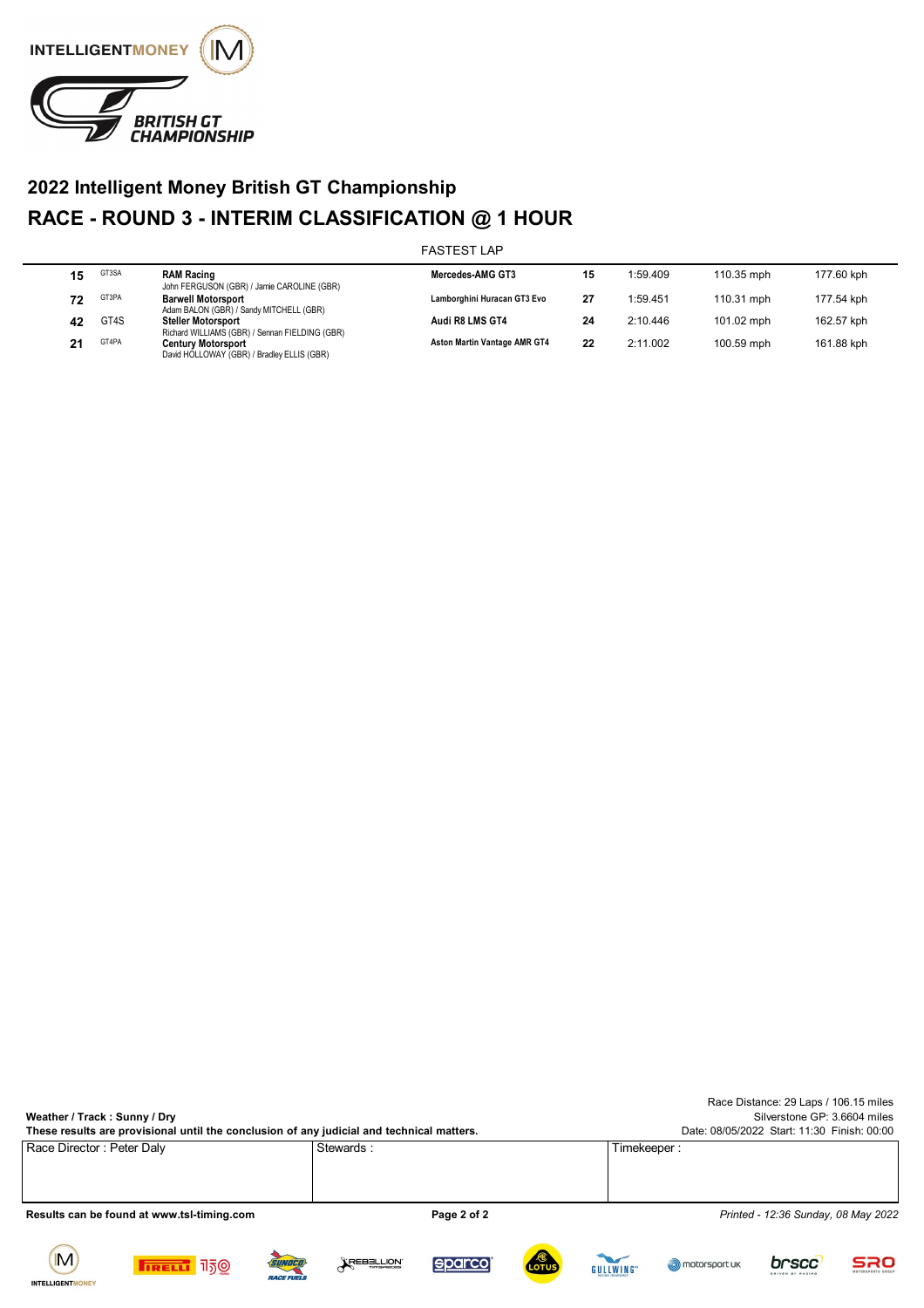# 2022 Intelligent Money British GT Championship

# RACE - ROUND 3 - INTERIM CLASSIFICATION @ 1 HOUR

FASTEST LAP

| | | | | | | | |
|---|---|---|---|---|---|---|---|
| 15 | GT3SA | **RAM Racing** John FERGUSON (GBR) / Jamie CAROLINE (GBR) | **Mercedes-AMG GT3** | 15 | 1:59.409 | 110.35 mph | 177.60 kph |
| 72 | GT3PA | **Barwell Motorsport** Adam BALON (GBR) / Sandy MITCHELL (GBR) | **Lamborghini Huracan GT3 Evo** | 27 | 1:59.451 | 110.31 mph | 177.54 kph |
| 42 | GT4S | **Steller Motorsport** Richard WILLIAMS (GBR) / Sennan FIELDING (GBR) | **Audi R8 LMS GT4** | 24 | 2:10.446 | 101.02 mph | 162.57 kph |
| 21 | GT4PA | **Century Motorsport** David HOLLOWAY (GBR) / Bradley ELLIS (GBR) | **Aston Martin Vantage AMR GT4** | 22 | 2:11.002 | 100.59 mph | 161.88 kph |

**Weather / Track : Sunny / Dry**

**These results are provisional until the conclusion of any judicial and technical matters.**

Race Distance: 29 Laps / 106.15 miles
Silverstone GP: 3.6604 miles
Date: 08/05/2022 Start: 11:30 Finish: 00:00

| Race Director : Peter Daly | Stewards : | Timekeeper : |
|---|---|---|

**Results can be found at www.tsl-timing.com**

*Printed - 12:36 Sunday, 08 May 2022*